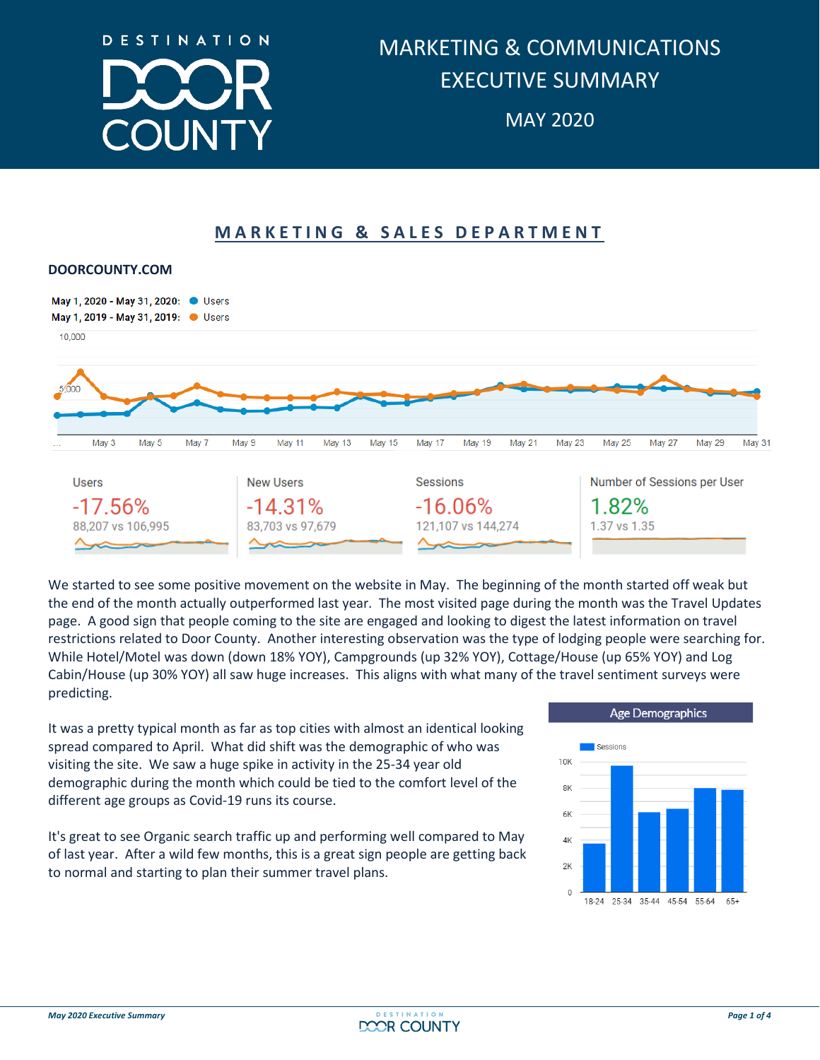# DESTINATION DOOR COUNTY

# MARKETING & COMMUNICATIONS EXECUTIVE SUMMARY

MAY 2020

## MARKETING & SALES DEPARTMENT

### DOORCOUNTY.COM

May 1, 2020 - May 31, 2020: Users
May 1, 2019 - May 31, 2019: Users

| Users | New Users | Sessions | Number of Sessions per User |
|---|---|---|---|
| -17.56% | -14.31% | -16.06% | 1.82% |
| 88,207 vs 106,995 | 83,703 vs 97,679 | 121,107 vs 144,274 | 1.37 vs 1.35 |

We started to see some positive movement on the website in May. The beginning of the month started off weak but the end of the month actually outperformed last year. The most visited page during the month was the Travel Updates page. A good sign that people coming to the site are engaged and looking to digest the latest information on travel restrictions related to Door County. Another interesting observation was the type of lodging people were searching for. While Hotel/Motel was down (down 18% YOY), Campgrounds (up 32% YOY), Cottage/House (up 65% YOY) and Log Cabin/House (up 30% YOY) all saw huge increases. This aligns with what many of the travel sentiment surveys were predicting.

It was a pretty typical month as far as top cities with almost an identical looking spread compared to April. What did shift was the demographic of who was visiting the site. We saw a huge spike in activity in the 25-34 year old demographic during the month which could be tied to the comfort level of the different age groups as Covid-19 runs its course.

It's great to see Organic search traffic up and performing well compared to May of last year. After a wild few months, this is a great sign people are getting back to normal and starting to plan their summer travel plans.

**Age Demographics**

| Age | Sessions (approx.) |
|---|---|
| 18-24 | ~3.7K |
| 25-34 | ~9.7K |
| 35-44 | ~6.1K |
| 45-54 | ~6.4K |
| 55-64 | ~8K |
| 65+ | ~7.9K |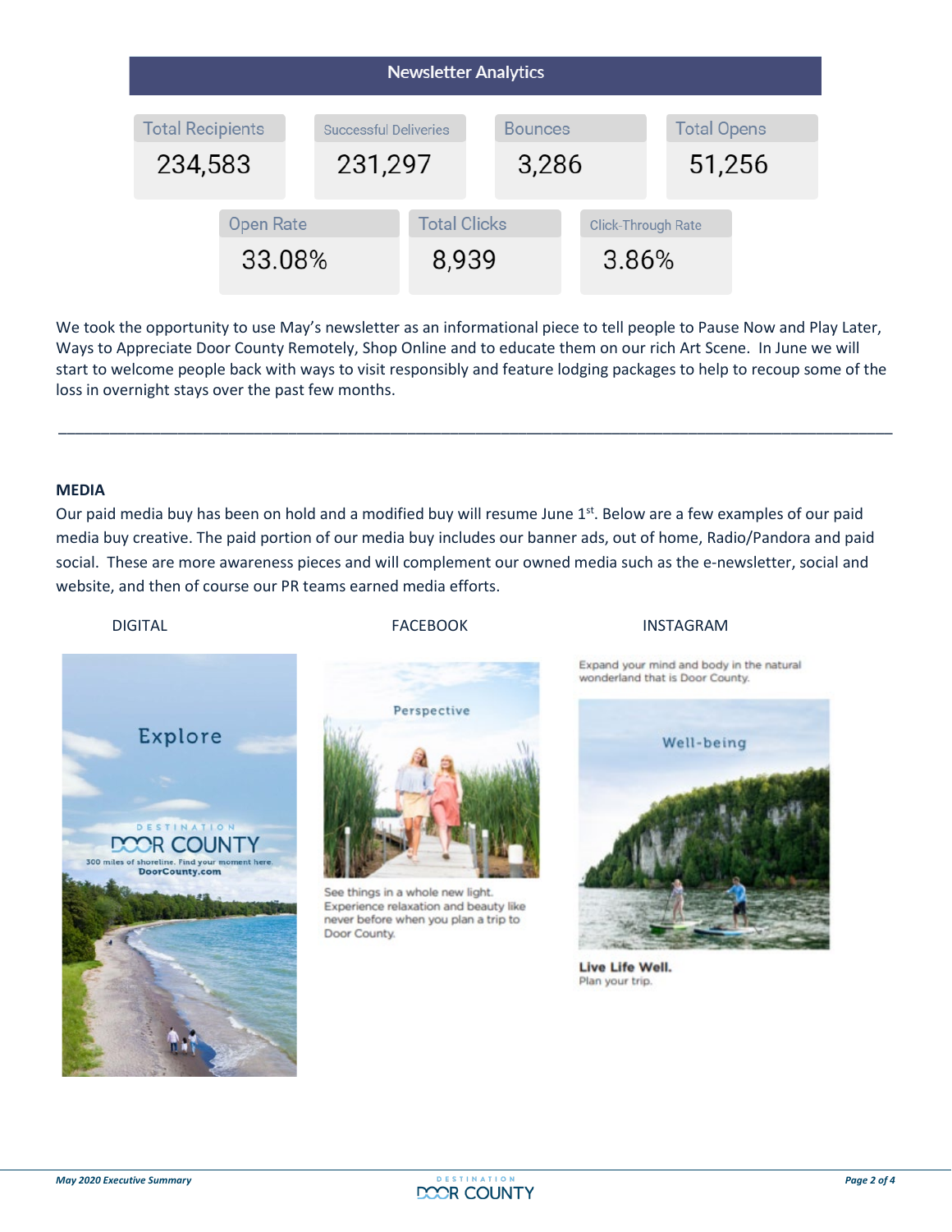## Newsletter Analytics

| Total Recipients | Successful Deliveries | Bounces | Total Opens |
|---|---|---|---|
| 234,583 | 231,297 | 3,286 | 51,256 |

| Open Rate | Total Clicks | Click-Through Rate |
|---|---|---|
| 33.08% | 8,939 | 3.86% |

We took the opportunity to use May's newsletter as an informational piece to tell people to Pause Now and Play Later, Ways to Appreciate Door County Remotely, Shop Online and to educate them on our rich Art Scene. In June we will start to welcome people back with ways to visit responsibly and feature lodging packages to help to recoup some of the loss in overnight stays over the past few months.

---

**MEDIA**

Our paid media buy has been on hold and a modified buy will resume June 1st. Below are a few examples of our paid media buy creative. The paid portion of our media buy includes our banner ads, out of home, Radio/Pandora and paid social. These are more awareness pieces and will complement our owned media such as the e-newsletter, social and website, and then of course our PR teams earned media efforts.

DIGITAL

Explore

DESTINATION DOOR COUNTY

300 miles of shoreline. Find your moment here.

DoorCounty.com

FACEBOOK

Perspective

See things in a whole new light. Experience relaxation and beauty like never before when you plan a trip to Door County.

INSTAGRAM

Expand your mind and body in the natural wonderland that is Door County.

Well-being

**Live Life Well.**

Plan your trip.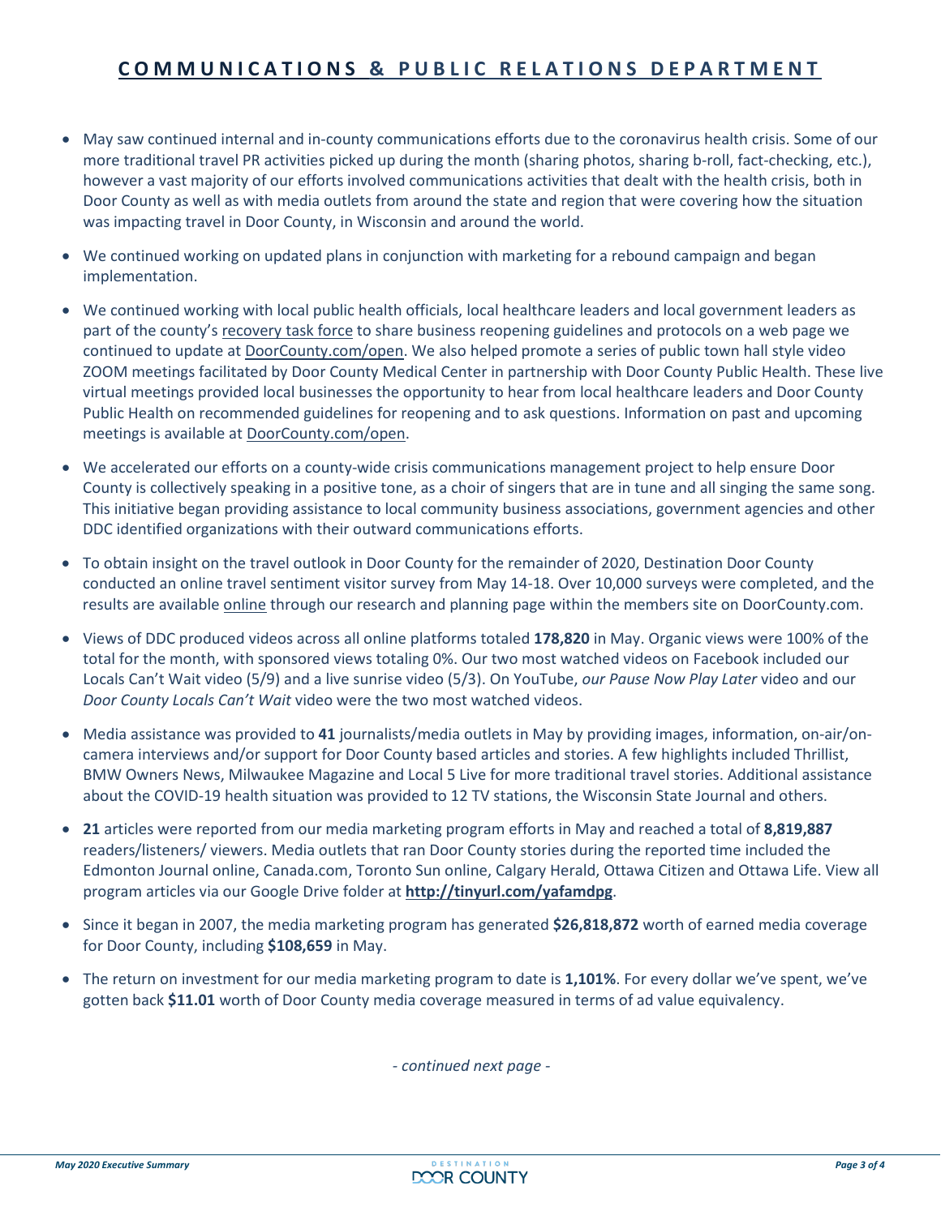## COMMUNICATIONS & PUBLIC RELATIONS DEPARTMENT

- May saw continued internal and in-county communications efforts due to the coronavirus health crisis. Some of our more traditional travel PR activities picked up during the month (sharing photos, sharing b-roll, fact-checking, etc.), however a vast majority of our efforts involved communications activities that dealt with the health crisis, both in Door County as well as with media outlets from around the state and region that were covering how the situation was impacting travel in Door County, in Wisconsin and around the world.

- We continued working on updated plans in conjunction with marketing for a rebound campaign and began implementation.

- We continued working with local public health officials, local healthcare leaders and local government leaders as part of the county's recovery task force to share business reopening guidelines and protocols on a web page we continued to update at DoorCounty.com/open. We also helped promote a series of public town hall style video ZOOM meetings facilitated by Door County Medical Center in partnership with Door County Public Health. These live virtual meetings provided local businesses the opportunity to hear from local healthcare leaders and Door County Public Health on recommended guidelines for reopening and to ask questions. Information on past and upcoming meetings is available at DoorCounty.com/open.

- We accelerated our efforts on a county-wide crisis communications management project to help ensure Door County is collectively speaking in a positive tone, as a choir of singers that are in tune and all singing the same song. This initiative began providing assistance to local community business associations, government agencies and other DDC identified organizations with their outward communications efforts.

- To obtain insight on the travel outlook in Door County for the remainder of 2020, Destination Door County conducted an online travel sentiment visitor survey from May 14-18. Over 10,000 surveys were completed, and the results are available online through our research and planning page within the members site on DoorCounty.com.

- Views of DDC produced videos across all online platforms totaled **178,820** in May. Organic views were 100% of the total for the month, with sponsored views totaling 0%. Our two most watched videos on Facebook included our Locals Can't Wait video (5/9) and a live sunrise video (5/3). On YouTube, *our Pause Now Play Later* video and our *Door County Locals Can't Wait* video were the two most watched videos.

- Media assistance was provided to **41** journalists/media outlets in May by providing images, information, on-air/on-camera interviews and/or support for Door County based articles and stories. A few highlights included Thrillist, BMW Owners News, Milwaukee Magazine and Local 5 Live for more traditional travel stories. Additional assistance about the COVID-19 health situation was provided to 12 TV stations, the Wisconsin State Journal and others.

- **21** articles were reported from our media marketing program efforts in May and reached a total of **8,819,887** readers/listeners/ viewers. Media outlets that ran Door County stories during the reported time included the Edmonton Journal online, Canada.com, Toronto Sun online, Calgary Herald, Ottawa Citizen and Ottawa Life. View all program articles via our Google Drive folder at **http://tinyurl.com/yafamdpg**.

- Since it began in 2007, the media marketing program has generated **$26,818,872** worth of earned media coverage for Door County, including **$108,659** in May.

- The return on investment for our media marketing program to date is **1,101%**. For every dollar we've spent, we've gotten back **$11.01** worth of Door County media coverage measured in terms of ad value equivalency.

*- continued next page -*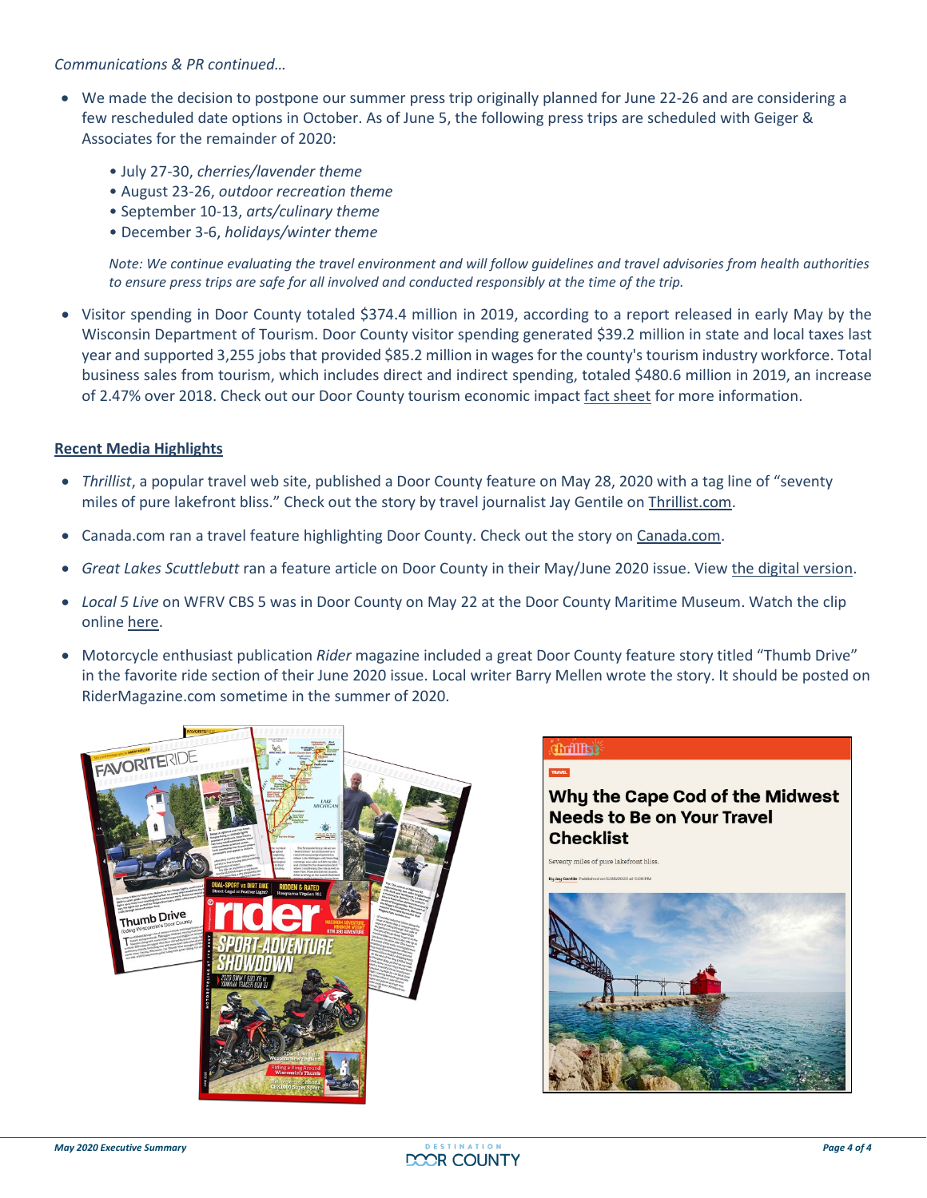*Communications & PR continued…*

- We made the decision to postpone our summer press trip originally planned for June 22-26 and are considering a few rescheduled date options in October. As of June 5, the following press trips are scheduled with Geiger & Associates for the remainder of 2020:
    - July 27-30, *cherries/lavender theme*
    - August 23-26, *outdoor recreation theme*
    - September 10-13, *arts/culinary theme*
    - December 3-6, *holidays/winter theme*

  *Note: We continue evaluating the travel environment and will follow guidelines and travel advisories from health authorities to ensure press trips are safe for all involved and conducted responsibly at the time of the trip.*

- Visitor spending in Door County totaled $374.4 million in 2019, according to a report released in early May by the Wisconsin Department of Tourism. Door County visitor spending generated $39.2 million in state and local taxes last year and supported 3,255 jobs that provided $85.2 million in wages for the county's tourism industry workforce. Total business sales from tourism, which includes direct and indirect spending, totaled $480.6 million in 2019, an increase of 2.47% over 2018. Check out our Door County tourism economic impact fact sheet for more information.

## Recent Media Highlights

- *Thrillist*, a popular travel web site, published a Door County feature on May 28, 2020 with a tag line of "seventy miles of pure lakefront bliss." Check out the story by travel journalist Jay Gentile on Thrillist.com.
- Canada.com ran a travel feature highlighting Door County. Check out the story on Canada.com.
- *Great Lakes Scuttlebutt* ran a feature article on Door County in their May/June 2020 issue. View the digital version.
- *Local 5 Live* on WFRV CBS 5 was in Door County on May 22 at the Door County Maritime Museum. Watch the clip online here.
- Motorcycle enthusiast publication *Rider* magazine included a great Door County feature story titled "Thumb Drive" in the favorite ride section of their June 2020 issue. Local writer Barry Mellen wrote the story. It should be posted on RiderMagazine.com sometime in the summer of 2020.